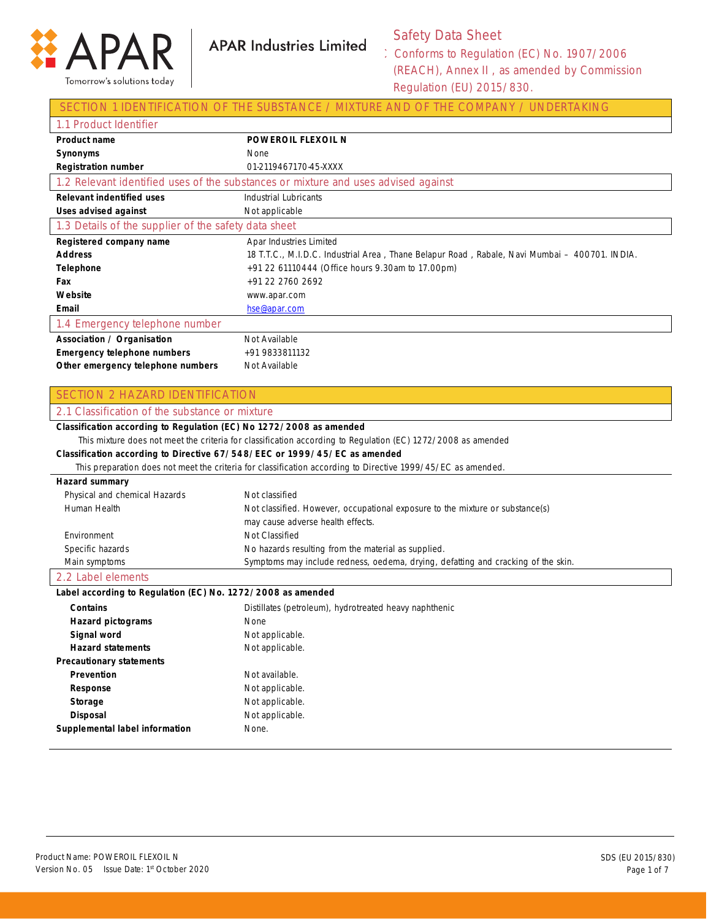APAR

Tomorrow's solutions today

APAR Industries Limited

# Safety Data Sheet

: Conforms to Regulation (EC) No. 1907/2006 (REACH), Annex II , as amended by Commission Regulation (EU) 2015/830.

## SECTION 1 IDENTIFICATION OF THE SUBSTANCE / MIXTURE AND OF THE COMPANY / UNDERTAKING

### 1.1 Product Identifier

| | |
|---|---|
| **Product name** | **POWEROIL FLEXOIL N** |
| **Synonyms** | None |
| **Registration number** | 01-2119467170-45-XXXX |

### 1.2 Relevant identified uses of the substances or mixture and uses advised against

| | |
|---|---|
| **Relevant indentified uses** | Industrial Lubricants |
| **Uses advised against** | Not applicable |

### 1.3 Details of the supplier of the safety data sheet

| | |
|---|---|
| **Registered company name** | Apar Industries Limited |
| **Address** | 18 T.T.C., M.I.D.C. Industrial Area , Thane Belapur Road , Rabale, Navi Mumbai – 400701. INDIA. |
| **Telephone** | +91 22 61110444 (Office hours 9.30am to 17.00pm) |
| **Fax** | +91 22 2760 2692 |
| **Website** | www.apar.com |
| **Email** | hse@apar.com |

### 1.4 Emergency telephone number

| | |
|---|---|
| **Association / Organisation** | Not Available |
| **Emergency telephone numbers** | +91 9833811132 |
| **Other emergency telephone numbers** | Not Available |

## SECTION 2 HAZARD IDENTIFICATION

### 2.1 Classification of the substance or mixture

**Classification according to Regulation (EC) No 1272/2008 as amended**

This mixture does not meet the criteria for classification according to Regulation (EC) 1272/2008 as amended

**Classification according to Directive 67/548/EEC or 1999/45/EC as amended**

This preparation does not meet the criteria for classification according to Directive 1999/45/EC as amended.

**Hazard summary**

| | |
|---|---|
| Physical and chemical Hazards | Not classified |
| Human Health | Not classified. However, occupational exposure to the mixture or substance(s) may cause adverse health effects. |
| Environment | Not Classified |
| Specific hazards | No hazards resulting from the material as supplied. |
| Main symptoms | Symptoms may include redness, oedema, drying, defatting and cracking of the skin. |

### 2.2 Label elements

**Label according to Regulation (EC) No. 1272/2008 as amended**

| | |
|---|---|
| **Contains** | Distillates (petroleum), hydrotreated heavy naphthenic |
| **Hazard pictograms** | None |
| **Signal word** | Not applicable. |
| **Hazard statements** | Not applicable. |
| **Precautionary statements** | |
| **Prevention** | Not available. |
| **Response** | Not applicable. |
| **Storage** | Not applicable. |
| **Disposal** | Not applicable. |
| **Supplemental label information** | None. |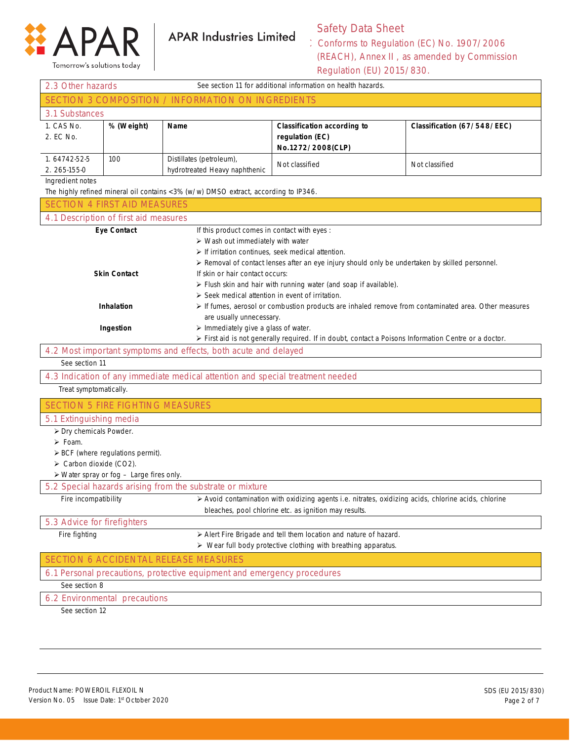## 2.3 Other hazards

See section 11 for additional information on health hazards.

## SECTION 3 COMPOSITION / INFORMATION ON INGREDIENTS

### 3.1 Substances

| 1. CAS No. 2. EC No. | % (Weight) | Name | Classification according to regulation (EC) No.1272/2008(CLP) | Classification (67/548/EEC) |
|---|---|---|---|---|
| 1. 64742-52-5 2. 265-155-0 | 100 | Distillates (petroleum), hydrotreated Heavy naphthenic | Not classified | Not classified |

Ingredient notes

The highly refined mineral oil contains <3% (w/w) DMSO extract, according to IP346.

## SECTION 4 FIRST AID MEASURES

### 4.1 Description of first aid measures

**Eye Contact**

If this product comes in contact with eyes :

- Wash out immediately with water
- If irritation continues, seek medical attention.
- Removal of contact lenses after an eye injury should only be undertaken by skilled personnel.

**Skin Contact**

If skin or hair contact occurs:

- Flush skin and hair with running water (and soap if available).
- Seek medical attention in event of irritation.

**Inhalation**

- If fumes, aerosol or combustion products are inhaled remove from contaminated area. Other measures are usually unnecessary.

**Ingestion**

- Immediately give a glass of water.
- First aid is not generally required. If in doubt, contact a Poisons Information Centre or a doctor.

### 4.2 Most important symptoms and effects, both acute and delayed

See section 11

### 4.3 Indication of any immediate medical attention and special treatment needed

Treat symptomatically.

## SECTION 5 FIRE FIGHTING MEASURES

### 5.1 Extinguishing media

- Dry chemicals Powder.
- Foam.
- BCF (where regulations permit).
- Carbon dioxide ($CO_2$).
- Water spray or fog – Large fires only.

### 5.2 Special hazards arising from the substrate or mixture

Fire incompatibility

- Avoid contamination with oxidizing agents i.e. nitrates, oxidizing acids, chlorine acids, chlorine bleaches, pool chlorine etc. as ignition may results.

### 5.3 Advice for firefighters

Fire fighting

- Alert Fire Brigade and tell them location and nature of hazard.
- Wear full body protective clothing with breathing apparatus.

## SECTION 6 ACCIDENTAL RELEASE MEASURES

### 6.1 Personal precautions, protective equipment and emergency procedures

See section 8

### 6.2 Environmental precautions

See section 12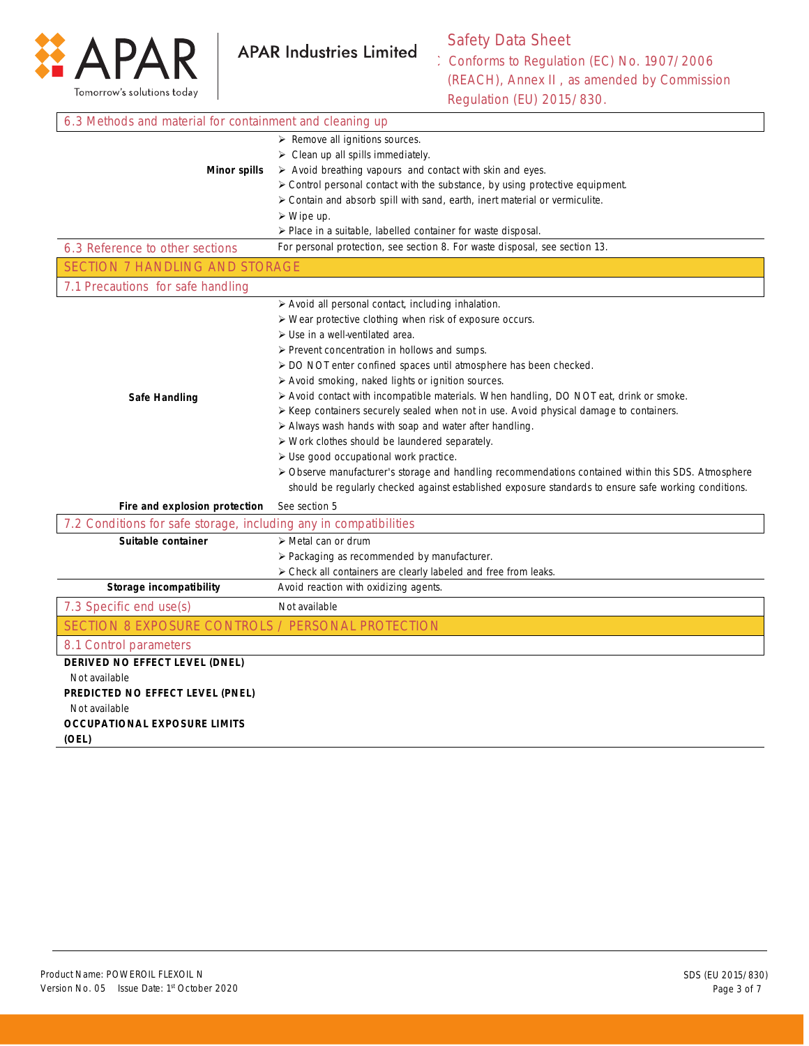### 6.3 Methods and material for containment and cleaning up

**Minor spills**

- Remove all ignitions sources.
- Clean up all spills immediately.
- Avoid breathing vapours and contact with skin and eyes.
- Control personal contact with the substance, by using protective equipment.
- Contain and absorb spill with sand, earth, inert material or vermiculite.
- Wipe up.
- Place in a suitable, labelled container for waste disposal.

### 6.3 Reference to other sections

For personal protection, see section 8. For waste disposal, see section 13.

## SECTION 7 HANDLING AND STORAGE

### 7.1 Precautions for safe handling

**Safe Handling**

- Avoid all personal contact, including inhalation.
- Wear protective clothing when risk of exposure occurs.
- Use in a well-ventilated area.
- Prevent concentration in hollows and sumps.
- DO NOT enter confined spaces until atmosphere has been checked.
- Avoid smoking, naked lights or ignition sources.
- Avoid contact with incompatible materials. When handling, DO NOT eat, drink or smoke.
- Keep containers securely sealed when not in use. Avoid physical damage to containers.
- Always wash hands with soap and water after handling.
- Work clothes should be laundered separately.
- Use good occupational work practice.
- Observe manufacturer's storage and handling recommendations contained within this SDS. Atmosphere should be regularly checked against established exposure standards to ensure safe working conditions.

**Fire and explosion protection**: See section 5

### 7.2 Conditions for safe storage, including any in compatibilities

**Suitable container**

- Metal can or drum
- Packaging as recommended by manufacturer.
- Check all containers are clearly labeled and free from leaks.

**Storage incompatibility**: Avoid reaction with oxidizing agents.

### 7.3 Specific end use(s)

Not available

## SECTION 8 EXPOSURE CONTROLS / PERSONAL PROTECTION

### 8.1 Control parameters

**DERIVED NO EFFECT LEVEL (DNEL)**

Not available

**PREDICTED NO EFFECT LEVEL (PNEL)**

Not available

**OCCUPATIONAL EXPOSURE LIMITS (OEL)**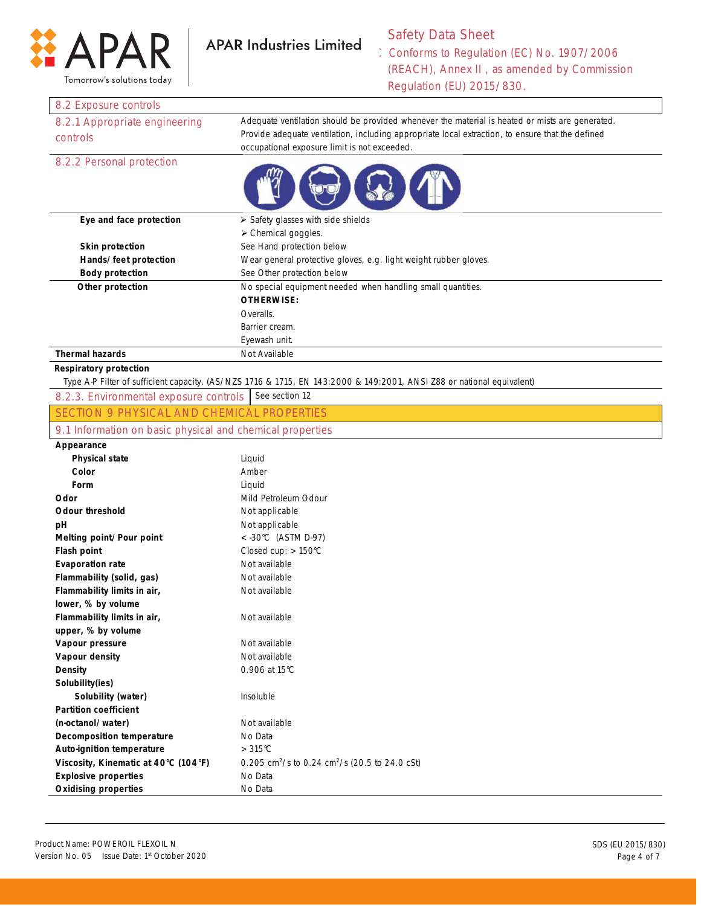### 8.2 Exposure controls

| | |
|---|---|
| **8.2.1 Appropriate engineering controls** | Adequate ventilation should be provided whenever the material is heated or mists are generated. Provide adequate ventilation, including appropriate local extraction, to ensure that the defined occupational exposure limit is not exceeded. |
| **8.2.2 Personal protection** | |
| **Eye and face protection** | ➢ Safety glasses with side shields<br>➢ Chemical goggles. |
| **Skin protection** | See Hand protection below |
| **Hands/ feet protection** | Wear general protective gloves, e.g. light weight rubber gloves. |
| **Body protection** | See Other protection below |
| **Other protection** | No special equipment needed when handling small quantities.<br>**OTHERWISE:**<br>Overalls.<br>Barrier cream.<br>Eyewash unit. |
| **Thermal hazards** | Not Available |

**Respiratory protection**

Type A-P Filter of sufficient capacity. (AS/NZS 1716 & 1715, EN 143:2000 & 149:2001, ANSI Z88 or national equivalent)

| | |
|---|---|
| **8.2.3. Environmental exposure controls** | See section 12 |

## SECTION 9 PHYSICAL AND CHEMICAL PROPERTIES

### 9.1 Information on basic physical and chemical properties

| | |
|---|---|
| **Appearance** | |
| **Physical state** | Liquid |
| **Color** | Amber |
| **Form** | Liquid |
| **Odor** | Mild Petroleum Odour |
| **Odour threshold** | Not applicable |
| **pH** | Not applicable |
| **Melting point/ Pour point** | < -30°C (ASTM D-97) |
| **Flash point** | Closed cup: > 150°C |
| **Evaporation rate** | Not available |
| **Flammability (solid, gas)** | Not available |
| **Flammability limits in air, lower, % by volume** | Not available |
| **Flammability limits in air, upper, % by volume** | Not available |
| **Vapour pressure** | Not available |
| **Vapour density** | Not available |
| **Density** | 0.906 at 15°C |
| **Solubility(ies)** | |
| **Solubility (water)** | Insoluble |
| **Partition coefficient (n-octanol/ water)** | Not available |
| **Decomposition temperature** | No Data |
| **Auto-ignition temperature** | > 315°C |
| **Viscosity, Kinematic at 40°C (104°F)** | 0.205 $cm^2/s$ to 0.24 $cm^2/s$ (20.5 to 24.0 cSt) |
| **Explosive properties** | No Data |
| **Oxidising properties** | No Data |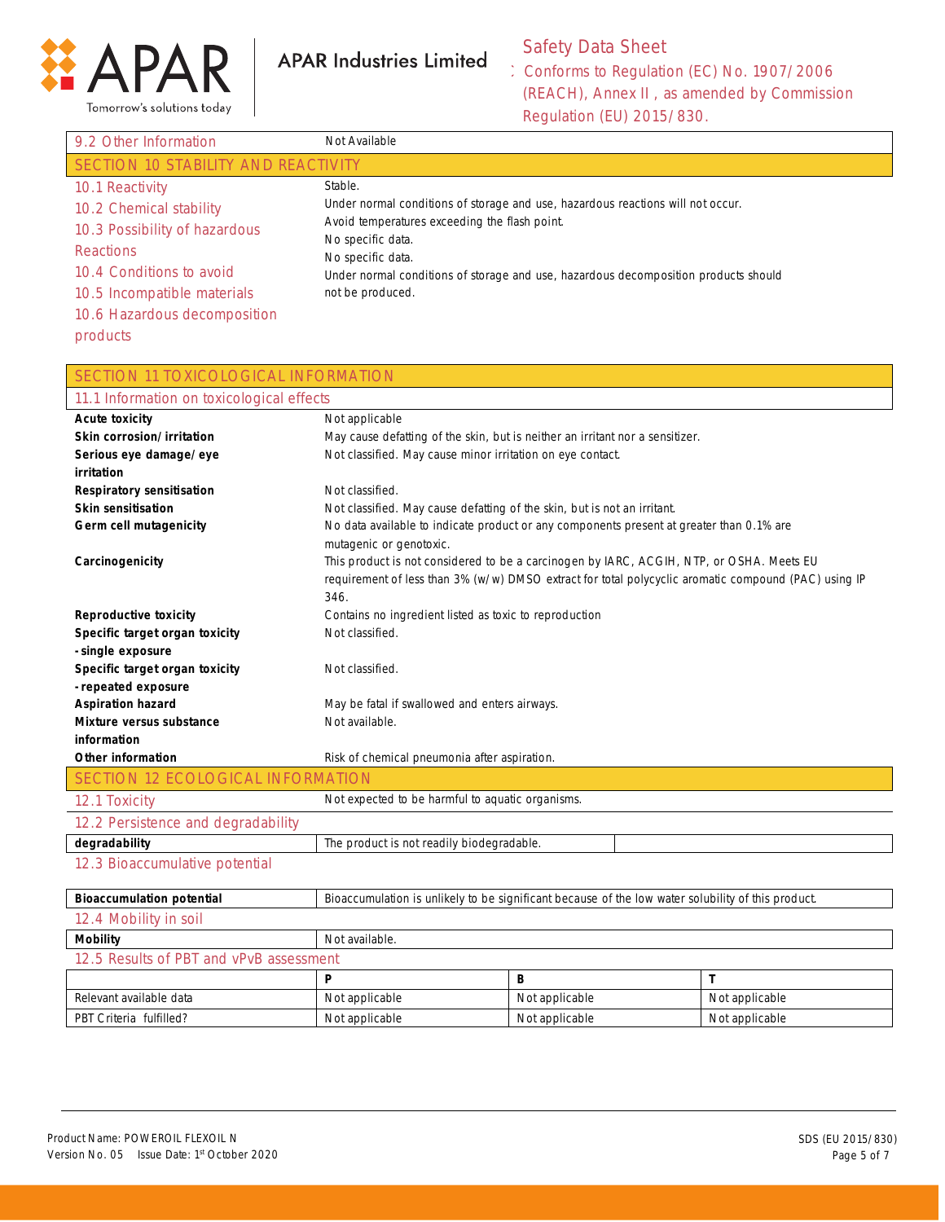| 9.2 Other Information | Not Available |
|---|---|

## SECTION 10 STABILITY AND REACTIVITY

| | |
|---|---|
| 10.1 Reactivity | Stable. |
| 10.2 Chemical stability | Under normal conditions of storage and use, hazardous reactions will not occur. |
| 10.3 Possibility of hazardous Reactions | Avoid temperatures exceeding the flash point. |
| 10.4 Conditions to avoid | No specific data. |
| 10.5 Incompatible materials | No specific data. |
| 10.6 Hazardous decomposition products | Under normal conditions of storage and use, hazardous decomposition products should not be produced. |

## SECTION 11 TOXICOLOGICAL INFORMATION

### 11.1 Information on toxicological effects

| | |
|---|---|
| **Acute toxicity** | Not applicable |
| **Skin corrosion/irritation** | May cause defatting of the skin, but is neither an irritant nor a sensitizer. |
| **Serious eye damage/eye irritation** | Not classified. May cause minor irritation on eye contact. |
| **Respiratory sensitisation** | Not classified. |
| **Skin sensitisation** | Not classified. May cause defatting of the skin, but is not an irritant. |
| **Germ cell mutagenicity** | No data available to indicate product or any components present at greater than 0.1% are mutagenic or genotoxic. |
| **Carcinogenicity** | This product is not considered to be a carcinogen by IARC, ACGIH, NTP, or OSHA. Meets EU requirement of less than 3% (w/w) DMSO extract for total polycyclic aromatic compound (PAC) using IP 346. |
| **Reproductive toxicity** | Contains no ingredient listed as toxic to reproduction |
| **Specific target organ toxicity - single exposure** | Not classified. |
| **Specific target organ toxicity - repeated exposure** | Not classified. |
| **Aspiration hazard** | May be fatal if swallowed and enters airways. |
| **Mixture versus substance information** | Not available. |
| **Other information** | Risk of chemical pneumonia after aspiration. |

## SECTION 12 ECOLOGICAL INFORMATION

| 12.1 Toxicity | Not expected to be harmful to aquatic organisms. |
|---|---|

### 12.2 Persistence and degradability

| **degradability** | The product is not readily biodegradable. | |
|---|---|---|

### 12.3 Bioaccumulative potential

| **Bioaccumulation potential** | Bioaccumulation is unlikely to be significant because of the low water solubility of this product. |
|---|---|

### 12.4 Mobility in soil

| **Mobility** | Not available. |
|---|---|

### 12.5 Results of PBT and vPvB assessment

| | **P** | **B** | **T** |
|---|---|---|---|
| Relevant available data | Not applicable | Not applicable | Not applicable |
| PBT Criteria fulfilled? | Not applicable | Not applicable | Not applicable |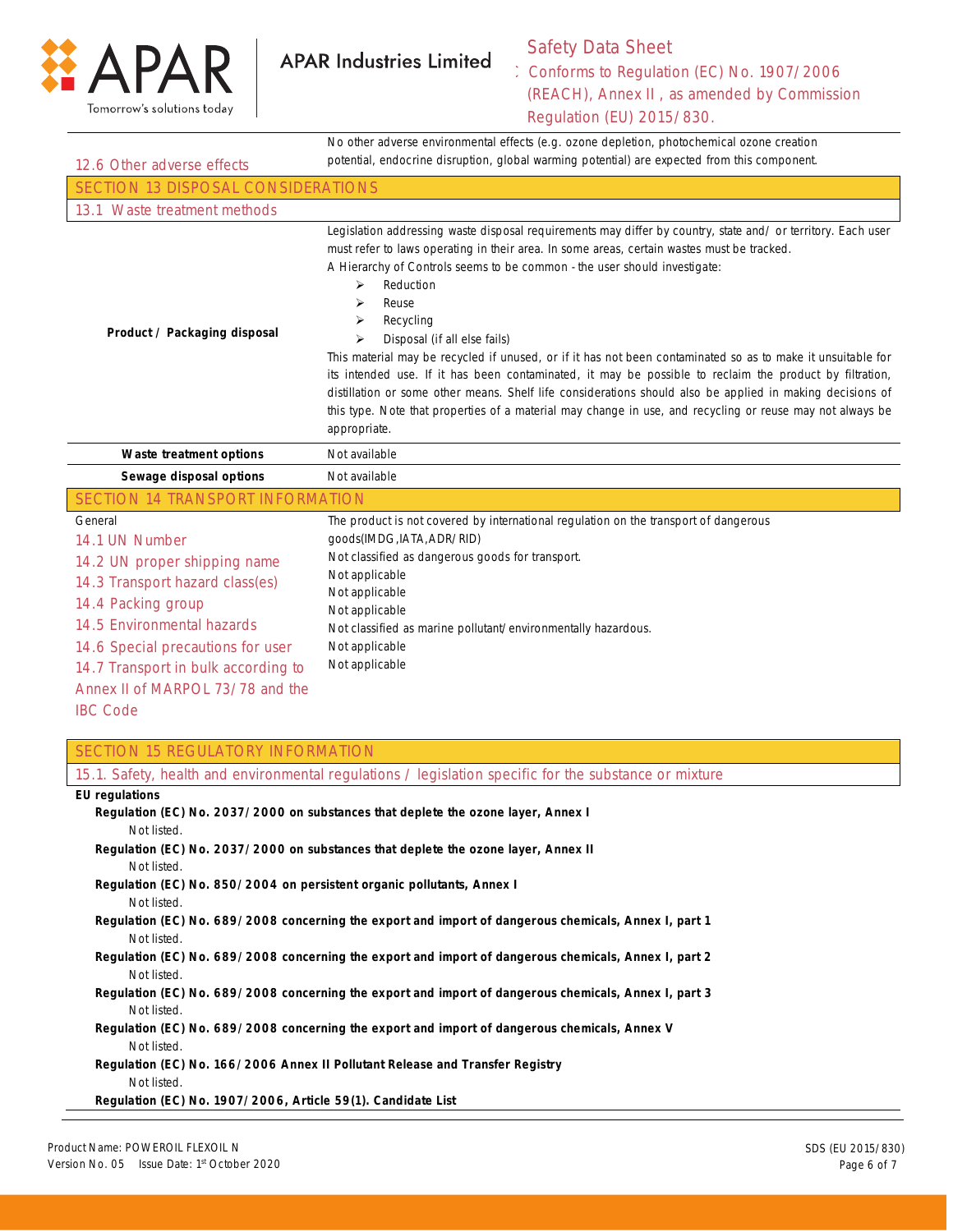| | |
|---|---|
| 12.6 Other adverse effects | No other adverse environmental effects (e.g. ozone depletion, photochemical ozone creation potential, endocrine disruption, global warming potential) are expected from this component. |

## SECTION 13 DISPOSAL CONSIDERATIONS

### 13.1 Waste treatment methods

| | |
|---|---|
| **Product / Packaging disposal** | Legislation addressing waste disposal requirements may differ by country, state and/ or territory. Each user must refer to laws operating in their area. In some areas, certain wastes must be tracked.<br>A Hierarchy of Controls seems to be common - the user should investigate:<br>➢ Reduction<br>➢ Reuse<br>➢ Recycling<br>➢ Disposal (if all else fails)<br>This material may be recycled if unused, or if it has not been contaminated so as to make it unsuitable for its intended use. If it has been contaminated, it may be possible to reclaim the product by filtration, distillation or some other means. Shelf life considerations should also be applied in making decisions of this type. Note that properties of a material may change in use, and recycling or reuse may not always be appropriate. |
| **Waste treatment options** | Not available |
| **Sewage disposal options** | Not available |

## SECTION 14 TRANSPORT INFORMATION

| | |
|---|---|
| General | The product is not covered by international regulation on the transport of dangerous goods(IMDG, IATA, ADR/ RID) |
| 14.1 UN Number | Not classified as dangerous goods for transport. |
| 14.2 UN proper shipping name | Not applicable |
| 14.3 Transport hazard class(es) | Not applicable |
| 14.4 Packing group | Not applicable |
| 14.5 Environmental hazards | Not classified as marine pollutant/ environmentally hazardous. |
| 14.6 Special precautions for user | Not applicable |
| 14.7 Transport in bulk according to Annex II of MARPOL 73/78 and the IBC Code | Not applicable |

## SECTION 15 REGULATORY INFORMATION

### 15.1. Safety, health and environmental regulations / legislation specific for the substance or mixture

**EU regulations**

**Regulation (EC) No. 2037/2000 on substances that deplete the ozone layer, Annex I**
Not listed.

**Regulation (EC) No. 2037/2000 on substances that deplete the ozone layer, Annex II**
Not listed.

**Regulation (EC) No. 850/2004 on persistent organic pollutants, Annex I**
Not listed.

**Regulation (EC) No. 689/2008 concerning the export and import of dangerous chemicals, Annex I, part 1**
Not listed.

**Regulation (EC) No. 689/2008 concerning the export and import of dangerous chemicals, Annex I, part 2**
Not listed.

**Regulation (EC) No. 689/2008 concerning the export and import of dangerous chemicals, Annex I, part 3**
Not listed.

**Regulation (EC) No. 689/2008 concerning the export and import of dangerous chemicals, Annex V**
Not listed.

**Regulation (EC) No. 166/2006 Annex II Pollutant Release and Transfer Registry**
Not listed.

**Regulation (EC) No. 1907/2006, Article 59(1). Candidate List**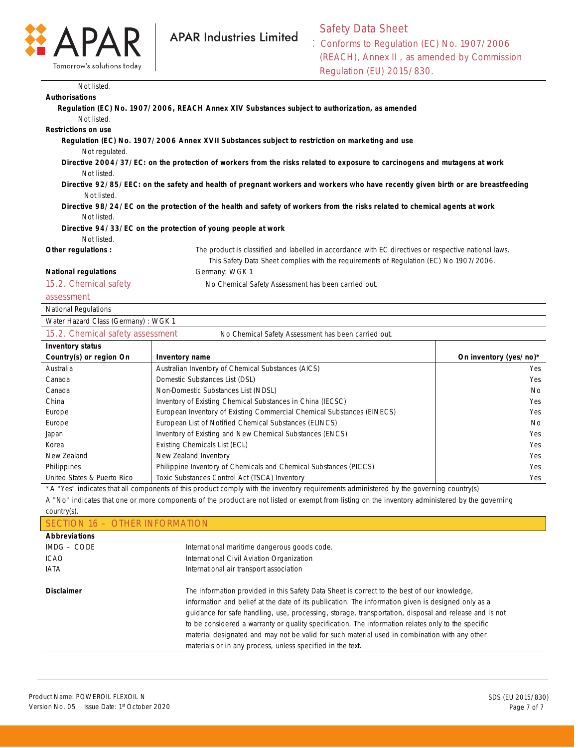Not listed.

**Authorisations**

**Regulation (EC) No. 1907/2006, REACH Annex XIV Substances subject to authorization, as amended**

Not listed.

**Restrictions on use**

**Regulation (EC) No. 1907/2006 Annex XVII Substances subject to restriction on marketing and use**

Not regulated.

**Directive 2004/37/EC: on the protection of workers from the risks related to exposure to carcinogens and mutagens at work**

Not listed.

**Directive 92/85/EEC: on the safety and health of pregnant workers and workers who have recently given birth or are breastfeeding**

Not listed.

**Directive 98/24/EC on the protection of the health and safety of workers from the risks related to chemical agents at work**

Not listed.

**Directive 94/33/EC on the protection of young people at work**

Not listed.

**Other regulations :** The product is classified and labelled in accordance with EC directives or respective national laws. This Safety Data Sheet complies with the requirements of Regulation (EC) No 1907/2006.

**National regulations** Germany: WGK 1

## 15.2. Chemical safety assessment

No Chemical Safety Assessment has been carried out.

National Regulations

Water Hazard Class (Germany) : WGK 1

## 15.2. Chemical safety assessment

No Chemical Safety Assessment has been carried out.

**Inventory status**

| Country(s) or region On | Inventory name | On inventory (yes/no)* |
|---|---|---|
| Australia | Australian Inventory of Chemical Substances (AICS) | Yes |
| Canada | Domestic Substances List (DSL) | Yes |
| Canada | Non-Domestic Substances List (NDSL) | No |
| China | Inventory of Existing Chemical Substances in China (IECSC) | Yes |
| Europe | European Inventory of Existing Commercial Chemical Substances (EINECS) | Yes |
| Europe | European List of Notified Chemical Substances (ELINCS) | No |
| Japan | Inventory of Existing and New Chemical Substances (ENCS) | Yes |
| Korea | Existing Chemicals List (ECL) | Yes |
| New Zealand | New Zealand Inventory | Yes |
| Philippines | Philippine Inventory of Chemicals and Chemical Substances (PICCS) | Yes |
| United States & Puerto Rico | Toxic Substances Control Act (TSCA) Inventory | Yes |

*A "Yes" indicates that all components of this product comply with the inventory requirements administered by the governing country(s)

A "No" indicates that one or more components of the product are not listed or exempt from listing on the inventory administered by the governing country(s).

## SECTION 16 – OTHER INFORMATION

**Abbreviations**

| | |
|---|---|
| IMDG – CODE | International maritime dangerous goods code. |
| ICAO | International Civil Aviation Organization |
| IATA | International air transport association |

**Disclaimer** The information provided in this Safety Data Sheet is correct to the best of our knowledge, information and belief at the date of its publication. The information given is designed only as a guidance for safe handling, use, processing, storage, transportation, disposal and release and is not to be considered a warranty or quality specification. The information relates only to the specific material designated and may not be valid for such material used in combination with any other materials or in any process, unless specified in the text.

Product Name: POWEROIL FLEXOIL N
Version No. 05 Issue Date: 1st October 2020